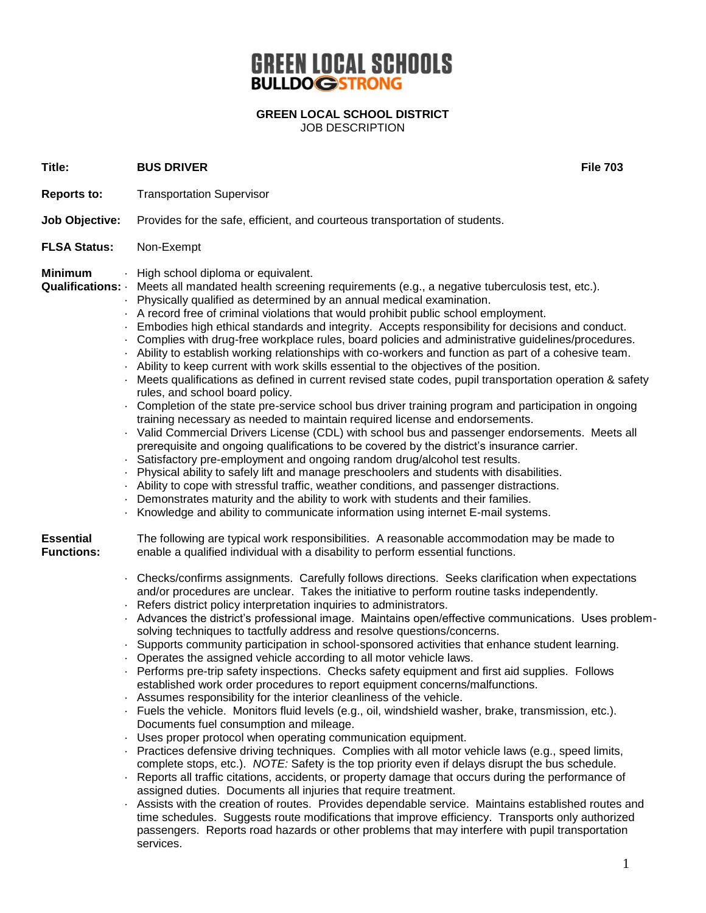# GREEN LOCAL SCHOOLS
**BULLDOGSTRONG**

**GREEN LOCAL SCHOOL DISTRICT**
JOB DESCRIPTION

**Title:** **BUS DRIVER** **File 703**

**Reports to:** Transportation Supervisor

**Job Objective:** Provides for the safe, efficient, and courteous transportation of students.

**FLSA Status:** Non-Exempt

**Minimum Qualifications:**

- High school diploma or equivalent.
- Meets all mandated health screening requirements (e.g., a negative tuberculosis test, etc.).
- Physically qualified as determined by an annual medical examination.
- A record free of criminal violations that would prohibit public school employment.
- Embodies high ethical standards and integrity. Accepts responsibility for decisions and conduct.
- Complies with drug-free workplace rules, board policies and administrative guidelines/procedures.
- Ability to establish working relationships with co-workers and function as part of a cohesive team.
- Ability to keep current with work skills essential to the objectives of the position.
- Meets qualifications as defined in current revised state codes, pupil transportation operation & safety rules, and school board policy.
- Completion of the state pre-service school bus driver training program and participation in ongoing training necessary as needed to maintain required license and endorsements.
- Valid Commercial Drivers License (CDL) with school bus and passenger endorsements. Meets all prerequisite and ongoing qualifications to be covered by the district's insurance carrier.
- Satisfactory pre-employment and ongoing random drug/alcohol test results.
- Physical ability to safely lift and manage preschoolers and students with disabilities.
- Ability to cope with stressful traffic, weather conditions, and passenger distractions.
- Demonstrates maturity and the ability to work with students and their families.
- Knowledge and ability to communicate information using internet E-mail systems.

**Essential Functions:** The following are typical work responsibilities. A reasonable accommodation may be made to enable a qualified individual with a disability to perform essential functions.

- Checks/confirms assignments. Carefully follows directions. Seeks clarification when expectations and/or procedures are unclear. Takes the initiative to perform routine tasks independently.
- Refers district policy interpretation inquiries to administrators.
- Advances the district's professional image. Maintains open/effective communications. Uses problem-solving techniques to tactfully address and resolve questions/concerns.
- Supports community participation in school-sponsored activities that enhance student learning.
- Operates the assigned vehicle according to all motor vehicle laws.
- Performs pre-trip safety inspections. Checks safety equipment and first aid supplies. Follows established work order procedures to report equipment concerns/malfunctions.
- Assumes responsibility for the interior cleanliness of the vehicle.
- Fuels the vehicle. Monitors fluid levels (e.g., oil, windshield washer, brake, transmission, etc.). Documents fuel consumption and mileage.
- Uses proper protocol when operating communication equipment.
- Practices defensive driving techniques. Complies with all motor vehicle laws (e.g., speed limits, complete stops, etc.). *NOTE:* Safety is the top priority even if delays disrupt the bus schedule.
- Reports all traffic citations, accidents, or property damage that occurs during the performance of assigned duties. Documents all injuries that require treatment.
- Assists with the creation of routes. Provides dependable service. Maintains established routes and time schedules. Suggests route modifications that improve efficiency. Transports only authorized passengers. Reports road hazards or other problems that may interfere with pupil transportation services.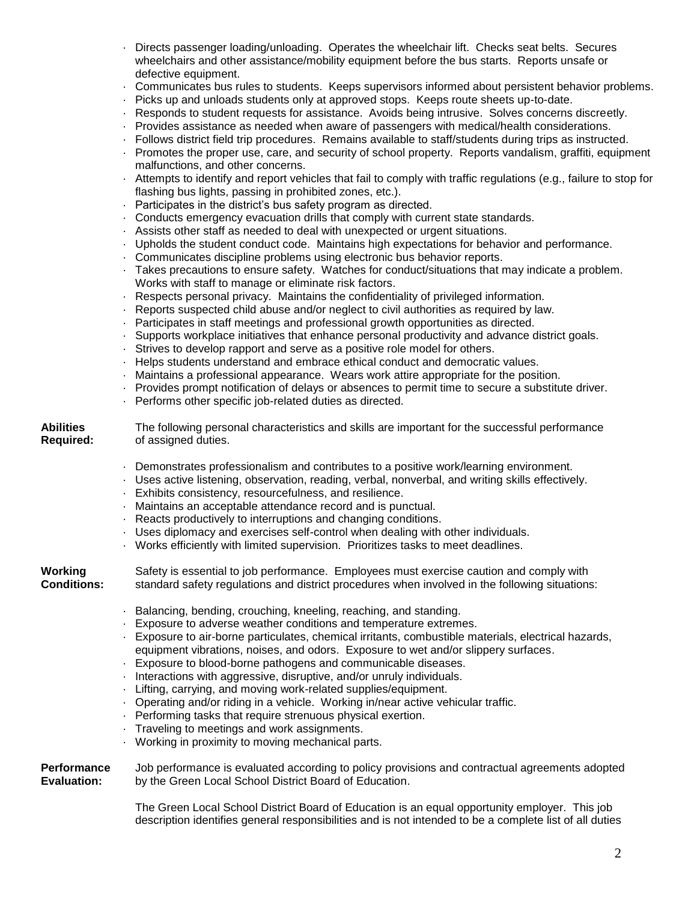- Directs passenger loading/unloading. Operates the wheelchair lift. Checks seat belts. Secures wheelchairs and other assistance/mobility equipment before the bus starts. Reports unsafe or defective equipment.
- Communicates bus rules to students. Keeps supervisors informed about persistent behavior problems.
- Picks up and unloads students only at approved stops. Keeps route sheets up-to-date.
- Responds to student requests for assistance. Avoids being intrusive. Solves concerns discreetly.
- Provides assistance as needed when aware of passengers with medical/health considerations.
- Follows district field trip procedures. Remains available to staff/students during trips as instructed.
- Promotes the proper use, care, and security of school property. Reports vandalism, graffiti, equipment malfunctions, and other concerns.
- Attempts to identify and report vehicles that fail to comply with traffic regulations (e.g., failure to stop for flashing bus lights, passing in prohibited zones, etc.).
- Participates in the district's bus safety program as directed.
- Conducts emergency evacuation drills that comply with current state standards.
- Assists other staff as needed to deal with unexpected or urgent situations.
- Upholds the student conduct code. Maintains high expectations for behavior and performance.
- Communicates discipline problems using electronic bus behavior reports.
- Takes precautions to ensure safety. Watches for conduct/situations that may indicate a problem. Works with staff to manage or eliminate risk factors.
- Respects personal privacy. Maintains the confidentiality of privileged information.
- Reports suspected child abuse and/or neglect to civil authorities as required by law.
- Participates in staff meetings and professional growth opportunities as directed.
- Supports workplace initiatives that enhance personal productivity and advance district goals.
- Strives to develop rapport and serve as a positive role model for others.
- Helps students understand and embrace ethical conduct and democratic values.
- Maintains a professional appearance. Wears work attire appropriate for the position.
- Provides prompt notification of delays or absences to permit time to secure a substitute driver.
- Performs other specific job-related duties as directed.

**Abilities Required:** The following personal characteristics and skills are important for the successful performance of assigned duties.

- Demonstrates professionalism and contributes to a positive work/learning environment.
- Uses active listening, observation, reading, verbal, nonverbal, and writing skills effectively.
- Exhibits consistency, resourcefulness, and resilience.
- Maintains an acceptable attendance record and is punctual.
- Reacts productively to interruptions and changing conditions.
- Uses diplomacy and exercises self-control when dealing with other individuals.
- Works efficiently with limited supervision. Prioritizes tasks to meet deadlines.

**Working Conditions:** Safety is essential to job performance. Employees must exercise caution and comply with standard safety regulations and district procedures when involved in the following situations:

- Balancing, bending, crouching, kneeling, reaching, and standing.
- Exposure to adverse weather conditions and temperature extremes.
- Exposure to air-borne particulates, chemical irritants, combustible materials, electrical hazards, equipment vibrations, noises, and odors. Exposure to wet and/or slippery surfaces.
- Exposure to blood-borne pathogens and communicable diseases.
- Interactions with aggressive, disruptive, and/or unruly individuals.
- Lifting, carrying, and moving work-related supplies/equipment.
- Operating and/or riding in a vehicle. Working in/near active vehicular traffic.
- Performing tasks that require strenuous physical exertion.
- Traveling to meetings and work assignments.
- Working in proximity to moving mechanical parts.

**Performance Evaluation:** Job performance is evaluated according to policy provisions and contractual agreements adopted by the Green Local School District Board of Education.

The Green Local School District Board of Education is an equal opportunity employer. This job description identifies general responsibilities and is not intended to be a complete list of all duties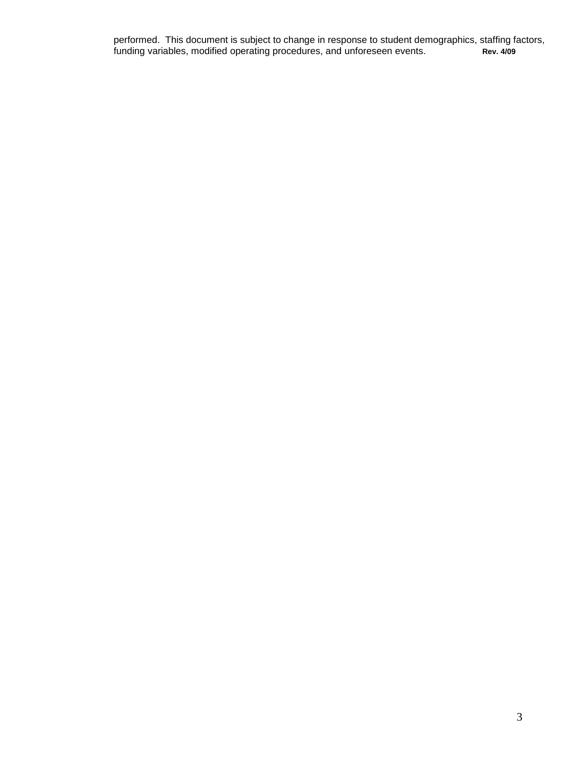performed. This document is subject to change in response to student demographics, staffing factors, funding variables, modified operating procedures, and unforeseen events. **Rev. 4/09**